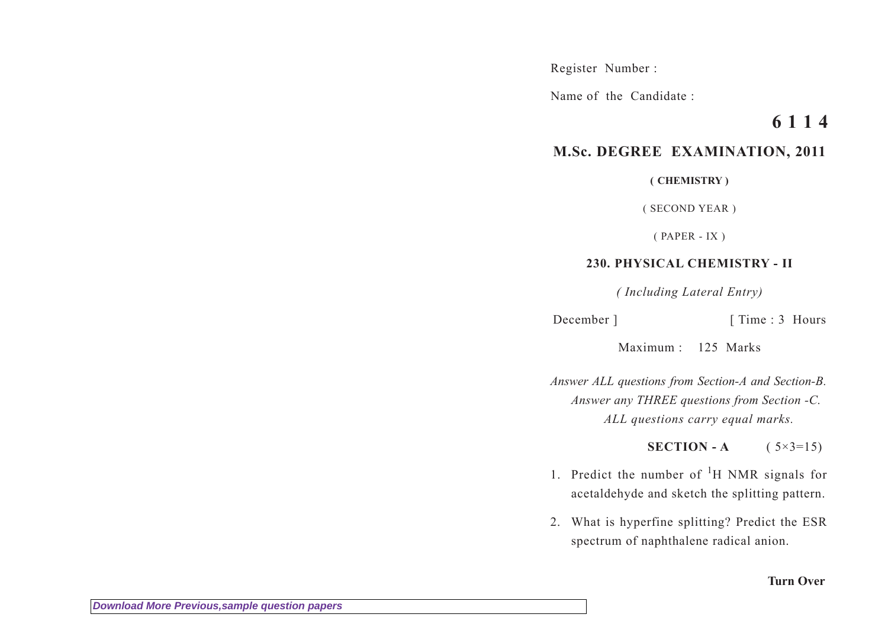Register Number :

Name of the Candidate :

**6 1 1 4**

## M.Sc. DEGREE EXAMINATION, 2011

**( CHEMISTRY )**

( SECOND YEAR )

( PAPER - IX )

### 230. PHYSICAL CHEMISTRY - II

*( Including Lateral Entry)*

December ] [ Time : 3 Hours

Maximum : 125 Marks

*Answer ALL questions from Section-A and Section-B.*
*Answer any THREE questions from Section -C.*
*ALL questions carry equal marks.*

**SECTION - A** ( 5×3=15)

1. Predict the number of $^{1}H$ NMR signals for acetaldehyde and sketch the splitting pattern.

2. What is hyperfine splitting? Predict the ESR spectrum of naphthalene radical anion.

**Turn Over**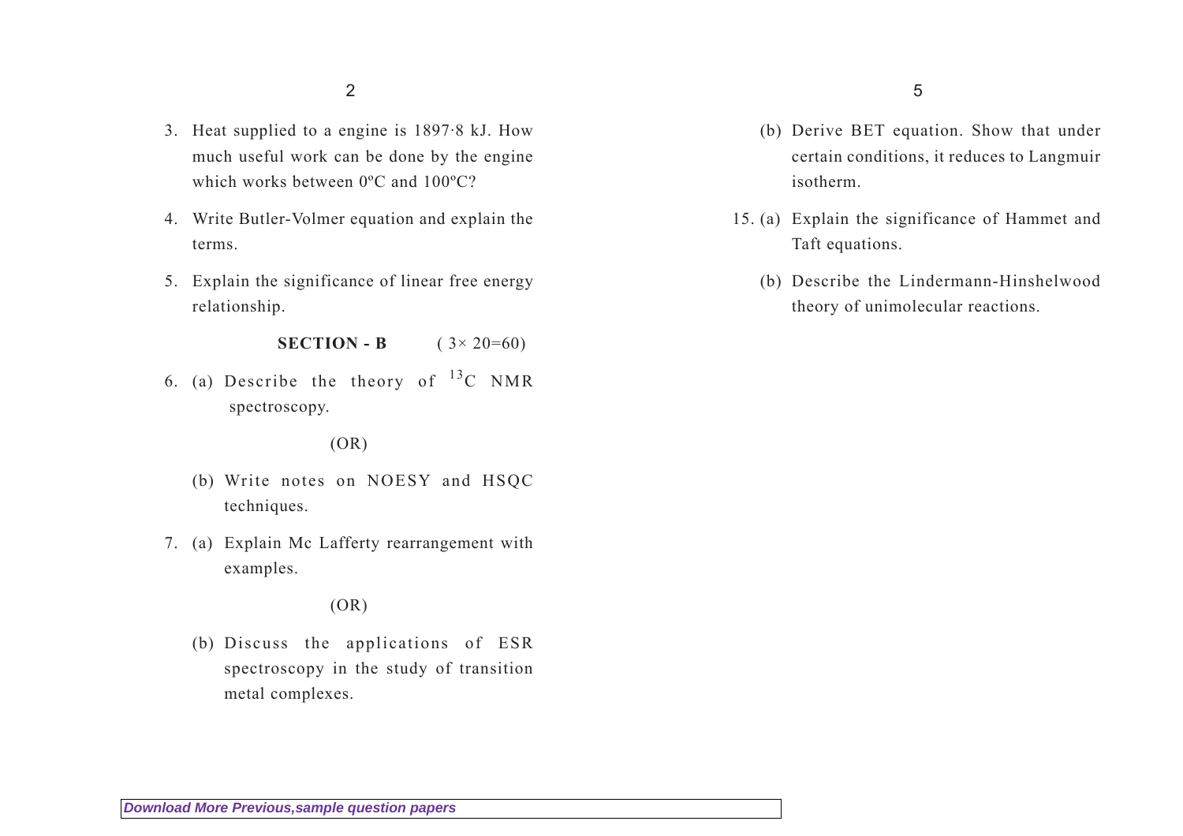3. Heat supplied to a engine is 1897·8 kJ. How much useful work can be done by the engine which works between 0ºC and 100ºC?

4. Write Butler-Volmer equation and explain the terms.

5. Explain the significance of linear free energy relationship.

**SECTION - B** ( 3× 20=60)

6. (a) Describe the theory of $^{13}C$ NMR spectroscopy.

   (OR)

   (b) Write notes on NOESY and HSQC techniques.

7. (a) Explain Mc Lafferty rearrangement with examples.

   (OR)

   (b) Discuss the applications of ESR spectroscopy in the study of transition metal complexes.

   (b) Derive BET equation. Show that under certain conditions, it reduces to Langmuir isotherm.

15. (a) Explain the significance of Hammet and Taft equations.

    (b) Describe the Lindermann-Hinshelwood theory of unimolecular reactions.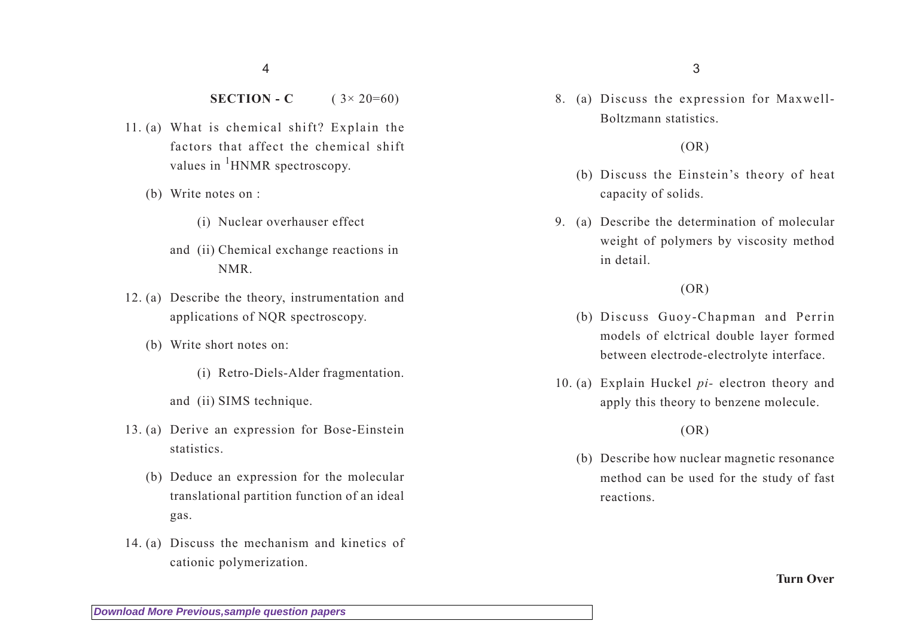8. (a) Discuss the expression for Maxwell-Boltzmann statistics.

(OR)

(b) Discuss the Einstein's theory of heat capacity of solids.

9. (a) Describe the determination of molecular weight of polymers by viscosity method in detail.

(OR)

(b) Discuss Guoy-Chapman and Perrin models of elctrical double layer formed between electrode-electrolyte interface.

10. (a) Explain Huckel *pi*- electron theory and apply this theory to benzene molecule.

(OR)

(b) Describe how nuclear magnetic resonance method can be used for the study of fast reactions.

**Turn Over**

## SECTION - C ( $3\times 20=60$ )

11. (a) What is chemical shift? Explain the factors that affect the chemical shift values in $^{1}$HNMR spectroscopy.

(b) Write notes on :

(i) Nuclear overhauser effect

and (ii) Chemical exchange reactions in NMR.

12. (a) Describe the theory, instrumentation and applications of NQR spectroscopy.

(b) Write short notes on:

(i) Retro-Diels-Alder fragmentation.

and (ii) SIMS technique.

13. (a) Derive an expression for Bose-Einstein statistics.

(b) Deduce an expression for the molecular translational partition function of an ideal gas.

14. (a) Discuss the mechanism and kinetics of cationic polymerization.

Download More Previous,sample question papers